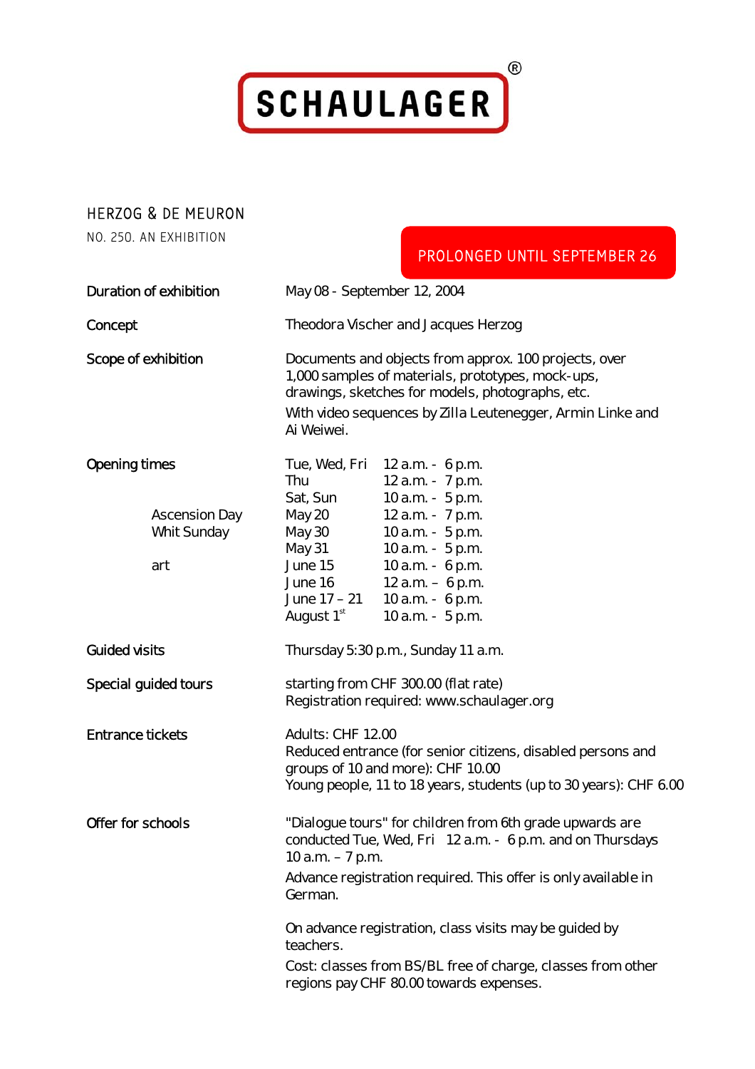# SCHAULAGER®

## HERZOG & DE MEURON

NO. 250. AN EXHIBITION

**PROLONGED UNTIL SEPTEMBER 26**

| | |
|---|---|
| **Duration of exhibition** | May 08 - September 12, 2004 |
| **Concept** | Theodora Vischer and Jacques Herzog |
| **Scope of exhibition** | Documents and objects from approx. 100 projects, over 1,000 samples of materials, prototypes, mock-ups, drawings, sketches for models, photographs, etc.<br>With video sequences by Zilla Leutenegger, Armin Linke and Ai Weiwei. |

**Opening times**

| | | |
|---|---|---|
| | Tue, Wed, Fri | 12 a.m. - 6 p.m. |
| | Thu | 12 a.m. - 7 p.m. |
| | Sat, Sun | 10 a.m. - 5 p.m. |
| Ascension Day | May 20 | 12 a.m. - 7 p.m. |
| Whit Sunday | May 30 | 10 a.m. - 5 p.m. |
| | May 31 | 10 a.m. - 5 p.m. |
| art | June 15 | 10 a.m. - 6 p.m. |
| | June 16 | 12 a.m. – 6 p.m. |
| | June 17 – 21 | 10 a.m. - 6 p.m. |
| | August 1st | 10 a.m. - 5 p.m. |

| | |
|---|---|
| **Guided visits** | Thursday 5:30 p.m., Sunday 11 a.m. |
| **Special guided tours** | starting from CHF 300.00 (flat rate)<br>Registration required: www.schaulager.org |
| **Entrance tickets** | Adults: CHF 12.00<br>Reduced entrance (for senior citizens, disabled persons and groups of 10 and more): CHF 10.00<br>Young people, 11 to 18 years, students (up to 30 years): CHF 6.00 |
| **Offer for schools** | "Dialogue tours" for children from 6th grade upwards are conducted Tue, Wed, Fri 12 a.m. - 6 p.m. and on Thursdays 10 a.m. – 7 p.m.<br>Advance registration required. This offer is only available in German.<br><br>On advance registration, class visits may be guided by teachers.<br>Cost: classes from BS/BL free of charge, classes from other regions pay CHF 80.00 towards expenses. |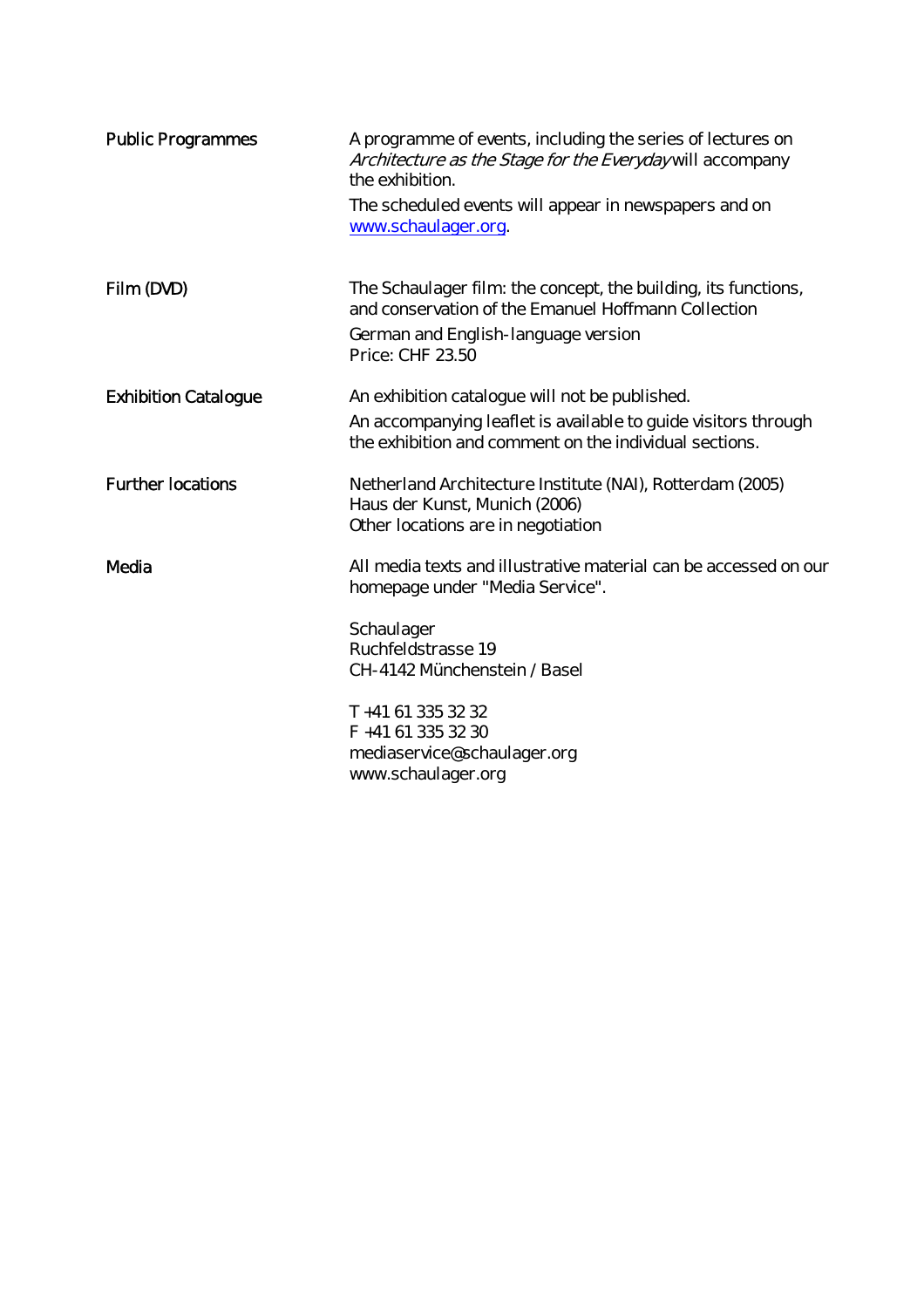| | |
|---|---|
| Public Programmes | A programme of events, including the series of lectures on *Architecture as the Stage for the Everyday* will accompany the exhibition.<br>The scheduled events will appear in newspapers and on www.schaulager.org. |
| Film (DVD) | The Schaulager film: the concept, the building, its functions, and conservation of the Emanuel Hoffmann Collection<br>German and English-language version<br>Price: CHF 23.50 |
| Exhibition Catalogue | An exhibition catalogue will not be published.<br>An accompanying leaflet is available to guide visitors through the exhibition and comment on the individual sections. |
| Further locations | Netherland Architecture Institute (NAI), Rotterdam (2005)<br>Haus der Kunst, Munich (2006)<br>Other locations are in negotiation |
| Media | All media texts and illustrative material can be accessed on our homepage under "Media Service".<br><br>Schaulager<br>Ruchfeldstrasse 19<br>CH-4142 Münchenstein / Basel<br><br>T +41 61 335 32 32<br>F +41 61 335 32 30<br>mediaservice@schaulager.org<br>www.schaulager.org |